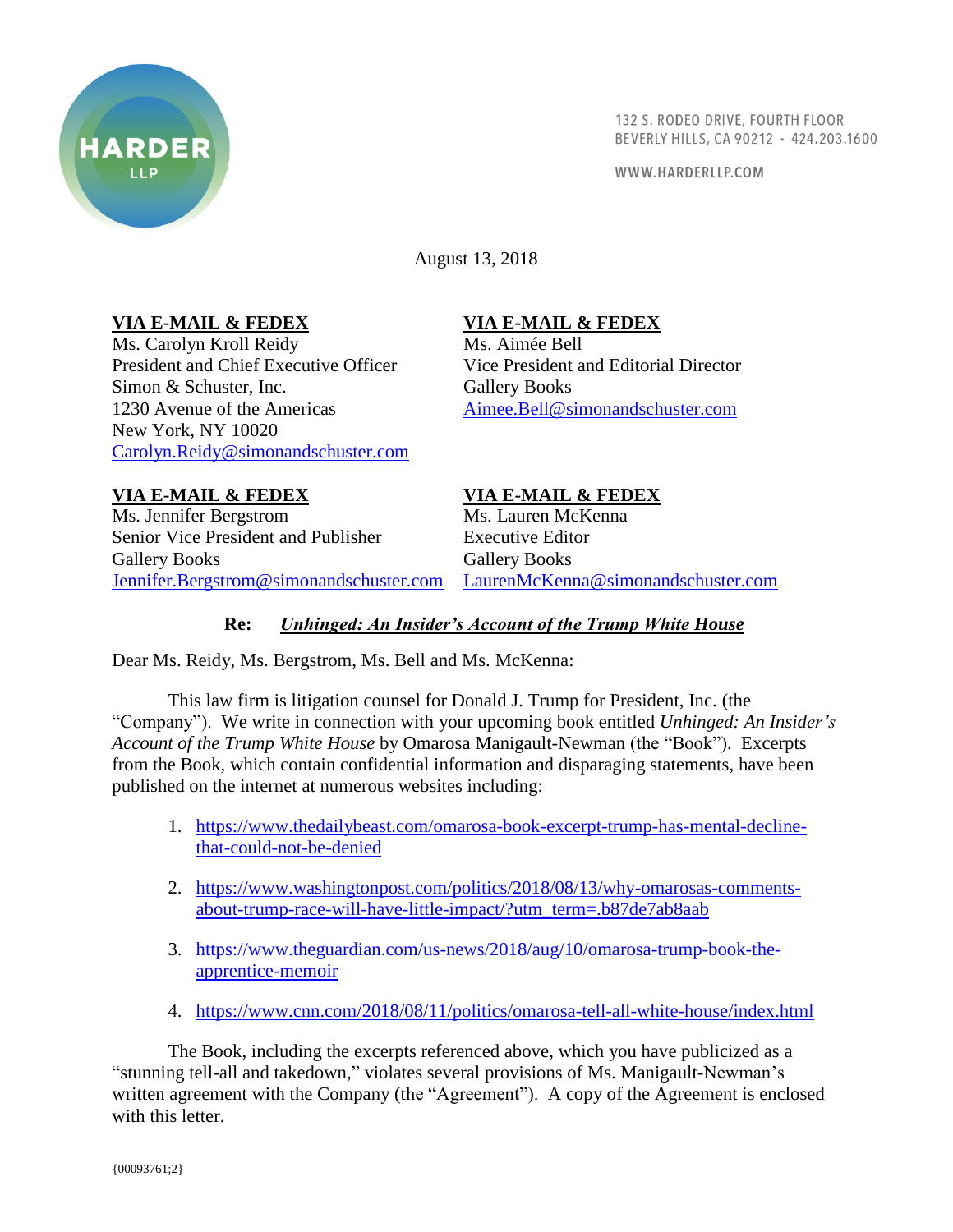**HARDER LLP**

132 S. RODEO DRIVE, FOURTH FLOOR
BEVERLY HILLS, CA 90212 • 424.203.1600

WWW.HARDERLLP.COM

August 13, 2018

**VIA E-MAIL & FEDEX**
Ms. Carolyn Kroll Reidy
President and Chief Executive Officer
Simon & Schuster, Inc.
1230 Avenue of the Americas
New York, NY 10020
Carolyn.Reidy@simonandschuster.com

**VIA E-MAIL & FEDEX**
Ms. Aimée Bell
Vice President and Editorial Director
Gallery Books
Aimee.Bell@simonandschuster.com

**VIA E-MAIL & FEDEX**
Ms. Jennifer Bergstrom
Senior Vice President and Publisher
Gallery Books
Jennifer.Bergstrom@simonandschuster.com

**VIA E-MAIL & FEDEX**
Ms. Lauren McKenna
Executive Editor
Gallery Books
LaurenMcKenna@simonandschuster.com

**Re: *Unhinged: An Insider's Account of the Trump White House***

Dear Ms. Reidy, Ms. Bergstrom, Ms. Bell and Ms. McKenna:

This law firm is litigation counsel for Donald J. Trump for President, Inc. (the "Company"). We write in connection with your upcoming book entitled *Unhinged: An Insider's Account of the Trump White House* by Omarosa Manigault-Newman (the "Book"). Excerpts from the Book, which contain confidential information and disparaging statements, have been published on the internet at numerous websites including:

1. https://www.thedailybeast.com/omarosa-book-excerpt-trump-has-mental-decline-that-could-not-be-denied
2. https://www.washingtonpost.com/politics/2018/08/13/why-omarosas-comments-about-trump-race-will-have-little-impact/?utm_term=.b87de7ab8aab
3. https://www.theguardian.com/us-news/2018/aug/10/omarosa-trump-book-the-apprentice-memoir
4. https://www.cnn.com/2018/08/11/politics/omarosa-tell-all-white-house/index.html

The Book, including the excerpts referenced above, which you have publicized as a "stunning tell-all and takedown," violates several provisions of Ms. Manigault-Newman's written agreement with the Company (the "Agreement"). A copy of the Agreement is enclosed with this letter.

{00093761;2}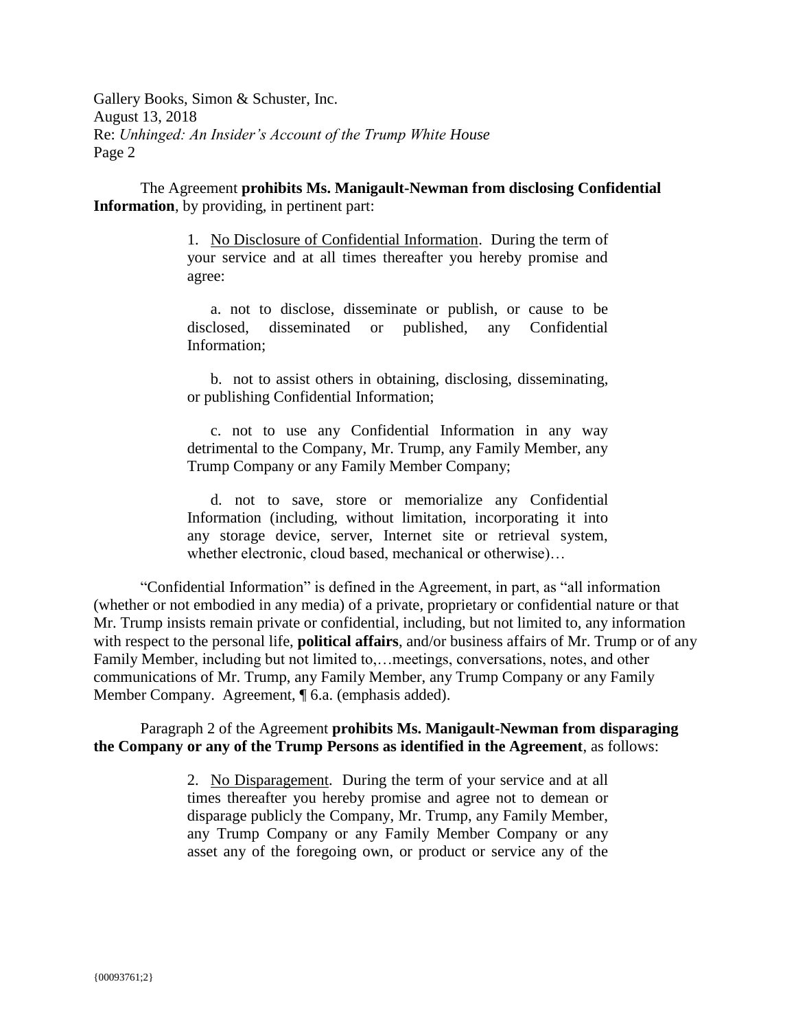The Agreement **prohibits Ms. Manigault-Newman from disclosing Confidential Information**, by providing, in pertinent part:

> 1. No Disclosure of Confidential Information. During the term of your service and at all times thereafter you hereby promise and agree:
>
> a. not to disclose, disseminate or publish, or cause to be disclosed, disseminated or published, any Confidential Information;
>
> b. not to assist others in obtaining, disclosing, disseminating, or publishing Confidential Information;
>
> c. not to use any Confidential Information in any way detrimental to the Company, Mr. Trump, any Family Member, any Trump Company or any Family Member Company;
>
> d. not to save, store or memorialize any Confidential Information (including, without limitation, incorporating it into any storage device, server, Internet site or retrieval system, whether electronic, cloud based, mechanical or otherwise)…

"Confidential Information" is defined in the Agreement, in part, as "all information (whether or not embodied in any media) of a private, proprietary or confidential nature or that Mr. Trump insists remain private or confidential, including, but not limited to, any information with respect to the personal life, **political affairs**, and/or business affairs of Mr. Trump or of any Family Member, including but not limited to,…meetings, conversations, notes, and other communications of Mr. Trump, any Family Member, any Trump Company or any Family Member Company. Agreement, ¶ 6.a. (emphasis added).

Paragraph 2 of the Agreement **prohibits Ms. Manigault-Newman from disparaging the Company or any of the Trump Persons as identified in the Agreement**, as follows:

> 2. No Disparagement. During the term of your service and at all times thereafter you hereby promise and agree not to demean or disparage publicly the Company, Mr. Trump, any Family Member, any Trump Company or any Family Member Company or any asset any of the foregoing own, or product or service any of the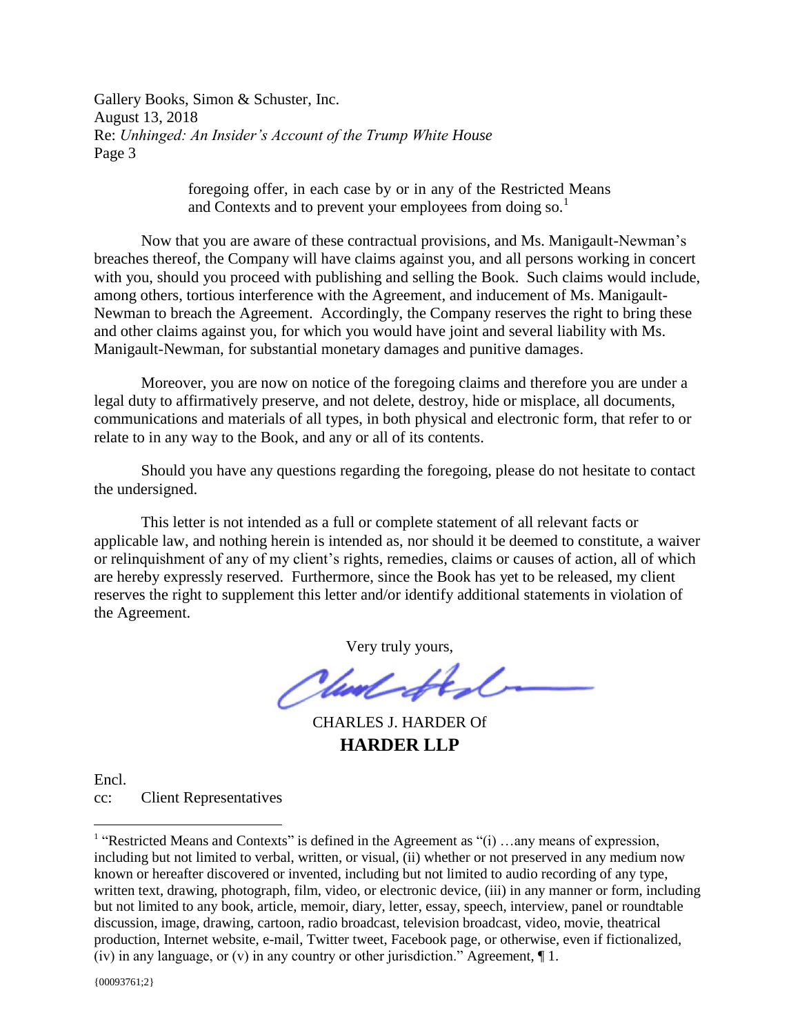foregoing offer, in each case by or in any of the Restricted Means and Contexts and to prevent your employees from doing so.[1]

Now that you are aware of these contractual provisions, and Ms. Manigault-Newman's breaches thereof, the Company will have claims against you, and all persons working in concert with you, should you proceed with publishing and selling the Book. Such claims would include, among others, tortious interference with the Agreement, and inducement of Ms. Manigault-Newman to breach the Agreement. Accordingly, the Company reserves the right to bring these and other claims against you, for which you would have joint and several liability with Ms. Manigault-Newman, for substantial monetary damages and punitive damages.

Moreover, you are now on notice of the foregoing claims and therefore you are under a legal duty to affirmatively preserve, and not delete, destroy, hide or misplace, all documents, communications and materials of all types, in both physical and electronic form, that refer to or relate to in any way to the Book, and any or all of its contents.

Should you have any questions regarding the foregoing, please do not hesitate to contact the undersigned.

This letter is not intended as a full or complete statement of all relevant facts or applicable law, and nothing herein is intended as, nor should it be deemed to constitute, a waiver or relinquishment of any of my client's rights, remedies, claims or causes of action, all of which are hereby expressly reserved. Furthermore, since the Book has yet to be released, my client reserves the right to supplement this letter and/or identify additional statements in violation of the Agreement.

Very truly yours,

CHARLES J. HARDER Of
**HARDER LLP**

Encl.
cc: Client Representatives

[1] "Restricted Means and Contexts" is defined in the Agreement as "(i) …any means of expression, including but not limited to verbal, written, or visual, (ii) whether or not preserved in any medium now known or hereafter discovered or invented, including but not limited to audio recording of any type, written text, drawing, photograph, film, video, or electronic device, (iii) in any manner or form, including but not limited to any book, article, memoir, diary, letter, essay, speech, interview, panel or roundtable discussion, image, drawing, cartoon, radio broadcast, television broadcast, video, movie, theatrical production, Internet website, e-mail, Twitter tweet, Facebook page, or otherwise, even if fictionalized, (iv) in any language, or (v) in any country or other jurisdiction." Agreement, ¶ 1.

{00093761;2}